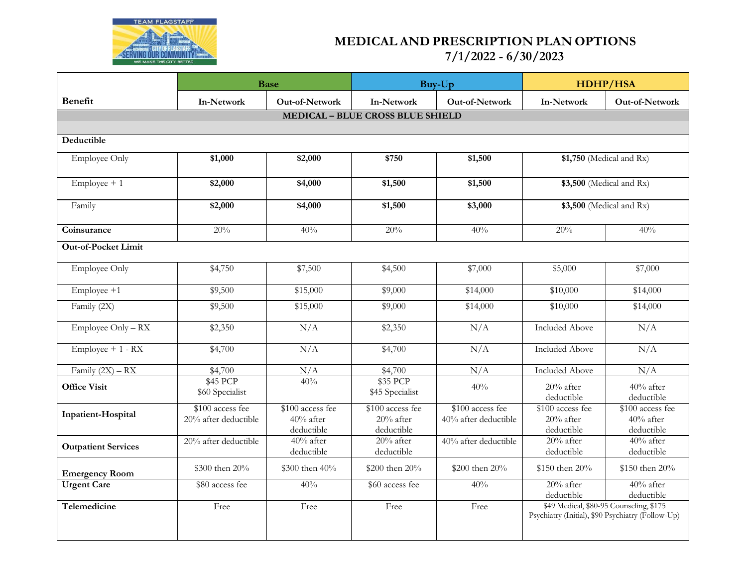# MEDICAL AND PRESCRIPTION PLAN OPTIONS
## 7/1/2022 - 6/30/2023

| Benefit | Base | | Buy-Up | | HDHP/HSA | |
|---|---|---|---|---|---|---|
| | In-Network | Out-of-Network | In-Network | Out-of-Network | In-Network | Out-of-Network |
| **MEDICAL – BLUE CROSS BLUE SHIELD** | | | | | | |
| **Deductible** | | | | | | |
| Employee Only | **$1,000** | **$2,000** | **$750** | **$1,500** | **$1,750** (Medical and Rx) | |
| Employee + 1 | **$2,000** | **$4,000** | **$1,500** | **$1,500** | **$3,500** (Medical and Rx) | |
| Family | **$2,000** | **$4,000** | **$1,500** | **$3,000** | **$3,500** (Medical and Rx) | |
| **Coinsurance** | 20% | 40% | 20% | 40% | 20% | 40% |
| **Out-of-Pocket Limit** | | | | | | |
| Employee Only | $4,750 | $7,500 | $4,500 | $7,000 | $5,000 | $7,000 |
| Employee +1 | $9,500 | $15,000 | $9,000 | $14,000 | $10,000 | $14,000 |
| Family (2X) | $9,500 | $15,000 | $9,000 | $14,000 | $10,000 | $14,000 |
| Employee Only – RX | $2,350 | N/A | $2,350 | N/A | Included Above | N/A |
| Employee + 1 - RX | $4,700 | N/A | $4,700 | N/A | Included Above | N/A |
| Family (2X) – RX | $4,700 | N/A | $4,700 | N/A | Included Above | N/A |
| **Office Visit** | $45 PCP<br>$60 Specialist | 40% | $35 PCP<br>$45 Specialist | 40% | 20% after deductible | 40% after deductible |
| **Inpatient-Hospital** | $100 access fee<br>20% after deductible | $100 access fee<br>40% after deductible | $100 access fee<br>20% after deductible | $100 access fee<br>40% after deductible | $100 access fee<br>20% after deductible | $100 access fee<br>40% after deductible |
| **Outpatient Services** | 20% after deductible | 40% after deductible | 20% after deductible | 40% after deductible | 20% after deductible | 40% after deductible |
| **Emergency Room** | $300 then 20% | $300 then 40% | $200 then 20% | $200 then 20% | $150 then 20% | $150 then 20% |
| **Urgent Care** | $80 access fee | 40% | $60 access fee | 40% | 20% after deductible | 40% after deductible |
| **Telemedicine** | Free | Free | Free | Free | $49 Medical, $80-95 Counseling, $175 Psychiatry (Initial), $90 Psychiatry (Follow-Up) | |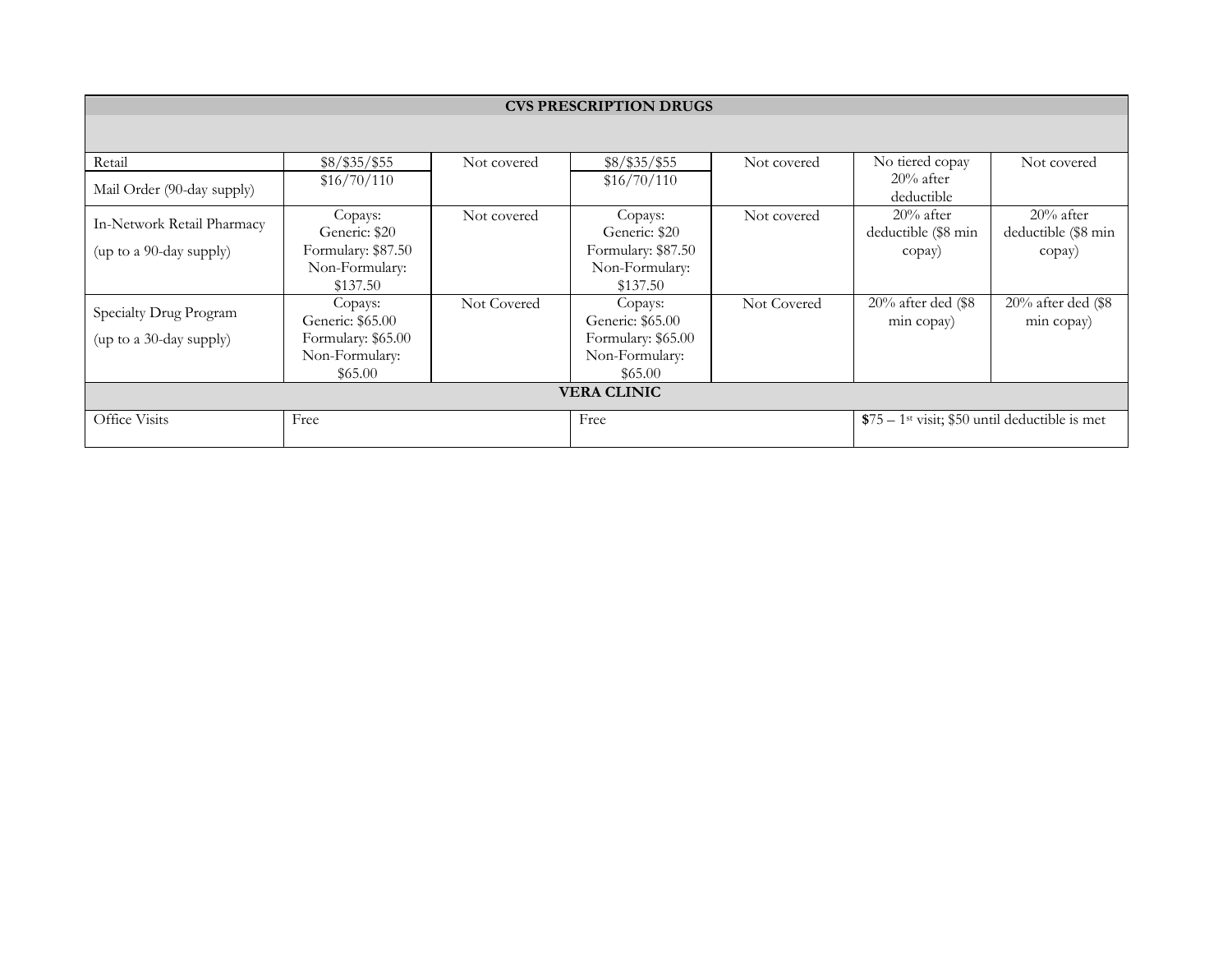| | | | | | | |
|---|---|---|---|---|---|---|
| **CVS PRESCRIPTION DRUGS** | | | | | | |
| | | | | | | |
| Retail | $8/$35/$55 | Not covered | $8/$35/$55 | Not covered | No tiered copay 20% after deductible | Not covered |
| Mail Order (90-day supply) | $16/70/110 | | $16/70/110 | | | |
| In-Network Retail Pharmacy (up to a 90-day supply) | Copays: Generic: $20 Formulary: $87.50 Non-Formulary: $137.50 | Not covered | Copays: Generic: $20 Formulary: $87.50 Non-Formulary: $137.50 | Not covered | 20% after deductible ($8 min copay) | 20% after deductible ($8 min copay) |
| Specialty Drug Program (up to a 30-day supply) | Copays: Generic: $65.00 Formulary: $65.00 Non-Formulary: $65.00 | Not Covered | Copays: Generic: $65.00 Formulary: $65.00 Non-Formulary: $65.00 | Not Covered | 20% after ded ($8 min copay) | 20% after ded ($8 min copay) |
| **VERA CLINIC** | | | | | | |
| Office Visits | Free | | Free | | $75 – 1st visit; $50 until deductible is met | |